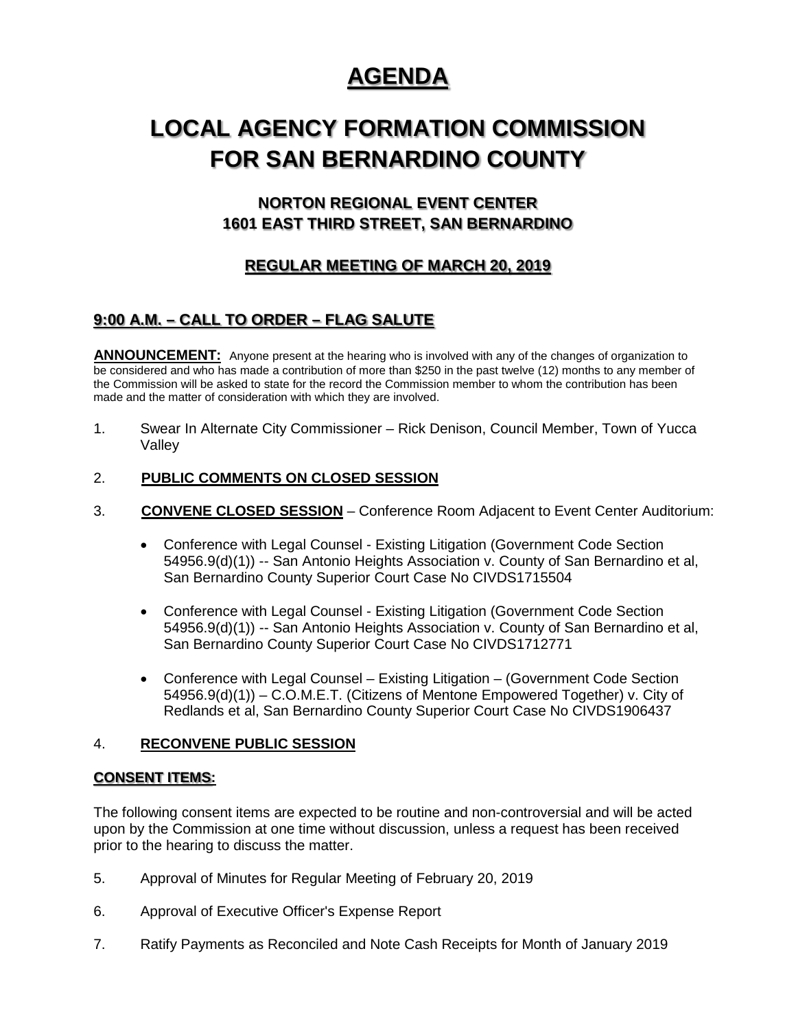# AGENDA

# LOCAL AGENCY FORMATION COMMISSION FOR SAN BERNARDINO COUNTY

### NORTON REGIONAL EVENT CENTER
### 1601 EAST THIRD STREET, SAN BERNARDINO

### REGULAR MEETING OF MARCH 20, 2019

## 9:00 A.M. – CALL TO ORDER – FLAG SALUTE

**ANNOUNCEMENT:** Anyone present at the hearing who is involved with any of the changes of organization to be considered and who has made a contribution of more than $250 in the past twelve (12) months to any member of the Commission will be asked to state for the record the Commission member to whom the contribution has been made and the matter of consideration with which they are involved.

1. Swear In Alternate City Commissioner – Rick Denison, Council Member, Town of Yucca Valley

2. **PUBLIC COMMENTS ON CLOSED SESSION**

3. **CONVENE CLOSED SESSION** – Conference Room Adjacent to Event Center Auditorium:

   - Conference with Legal Counsel - Existing Litigation (Government Code Section 54956.9(d)(1)) -- San Antonio Heights Association v. County of San Bernardino et al, San Bernardino County Superior Court Case No CIVDS1715504

   - Conference with Legal Counsel - Existing Litigation (Government Code Section 54956.9(d)(1)) -- San Antonio Heights Association v. County of San Bernardino et al, San Bernardino County Superior Court Case No CIVDS1712771

   - Conference with Legal Counsel – Existing Litigation – (Government Code Section 54956.9(d)(1)) – C.O.M.E.T. (Citizens of Mentone Empowered Together) v. City of Redlands et al, San Bernardino County Superior Court Case No CIVDS1906437

4. **RECONVENE PUBLIC SESSION**

## CONSENT ITEMS:

The following consent items are expected to be routine and non-controversial and will be acted upon by the Commission at one time without discussion, unless a request has been received prior to the hearing to discuss the matter.

5. Approval of Minutes for Regular Meeting of February 20, 2019

6. Approval of Executive Officer's Expense Report

7. Ratify Payments as Reconciled and Note Cash Receipts for Month of January 2019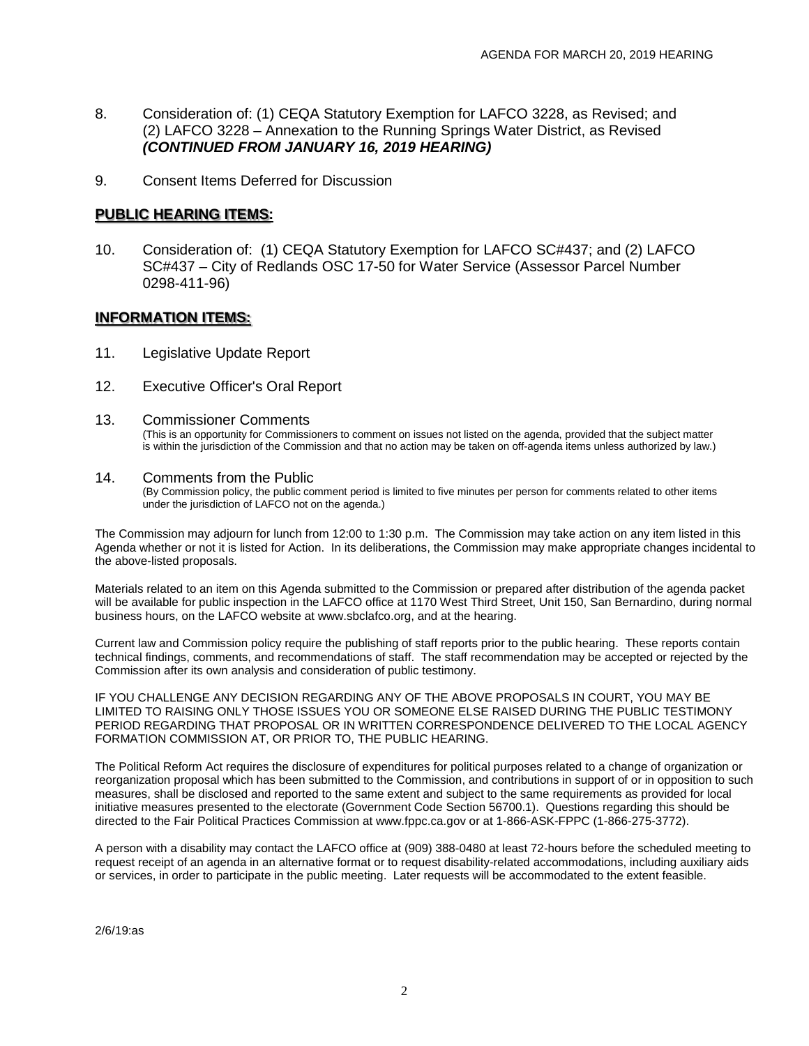8. Consideration of: (1) CEQA Statutory Exemption for LAFCO 3228, as Revised; and (2) LAFCO 3228 – Annexation to the Running Springs Water District, as Revised ***(CONTINUED FROM JANUARY 16, 2019 HEARING)***

9. Consent Items Deferred for Discussion

## PUBLIC HEARING ITEMS:

10. Consideration of: (1) CEQA Statutory Exemption for LAFCO SC#437; and (2) LAFCO SC#437 – City of Redlands OSC 17-50 for Water Service (Assessor Parcel Number 0298-411-96)

## INFORMATION ITEMS:

11. Legislative Update Report

12. Executive Officer's Oral Report

13. Commissioner Comments
    (This is an opportunity for Commissioners to comment on issues not listed on the agenda, provided that the subject matter is within the jurisdiction of the Commission and that no action may be taken on off-agenda items unless authorized by law.)

14. Comments from the Public
    (By Commission policy, the public comment period is limited to five minutes per person for comments related to other items under the jurisdiction of LAFCO not on the agenda.)

The Commission may adjourn for lunch from 12:00 to 1:30 p.m. The Commission may take action on any item listed in this Agenda whether or not it is listed for Action. In its deliberations, the Commission may make appropriate changes incidental to the above-listed proposals.

Materials related to an item on this Agenda submitted to the Commission or prepared after distribution of the agenda packet will be available for public inspection in the LAFCO office at 1170 West Third Street, Unit 150, San Bernardino, during normal business hours, on the LAFCO website at www.sbclafco.org, and at the hearing.

Current law and Commission policy require the publishing of staff reports prior to the public hearing. These reports contain technical findings, comments, and recommendations of staff. The staff recommendation may be accepted or rejected by the Commission after its own analysis and consideration of public testimony.

IF YOU CHALLENGE ANY DECISION REGARDING ANY OF THE ABOVE PROPOSALS IN COURT, YOU MAY BE LIMITED TO RAISING ONLY THOSE ISSUES YOU OR SOMEONE ELSE RAISED DURING THE PUBLIC TESTIMONY PERIOD REGARDING THAT PROPOSAL OR IN WRITTEN CORRESPONDENCE DELIVERED TO THE LOCAL AGENCY FORMATION COMMISSION AT, OR PRIOR TO, THE PUBLIC HEARING.

The Political Reform Act requires the disclosure of expenditures for political purposes related to a change of organization or reorganization proposal which has been submitted to the Commission, and contributions in support of or in opposition to such measures, shall be disclosed and reported to the same extent and subject to the same requirements as provided for local initiative measures presented to the electorate (Government Code Section 56700.1). Questions regarding this should be directed to the Fair Political Practices Commission at www.fppc.ca.gov or at 1-866-ASK-FPPC (1-866-275-3772).

A person with a disability may contact the LAFCO office at (909) 388-0480 at least 72-hours before the scheduled meeting to request receipt of an agenda in an alternative format or to request disability-related accommodations, including auxiliary aids or services, in order to participate in the public meeting. Later requests will be accommodated to the extent feasible.

2/6/19:as